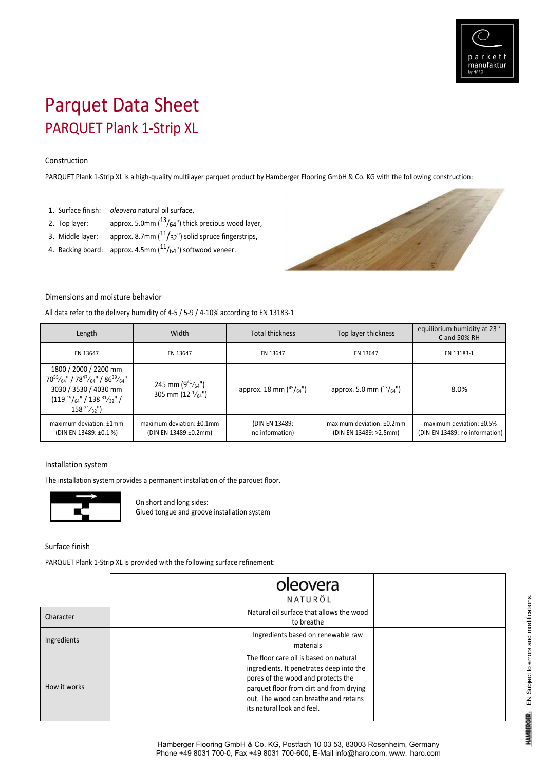# Parquet Data Sheet

## PARQUET Plank 1-Strip XL

### Construction

PARQUET Plank 1-Strip XL is a high-quality multilayer parquet product by Hamberger Flooring GmbH & Co. KG with the following construction:

1. Surface finish: *oleovera* natural oil surface,
2. Top layer: approx. 5.0mm ($^{13}/_{64}$") thick precious wood layer,
3. Middle layer: approx. 8.7mm ($^{11}/_{32}$") solid spruce fingerstrips,
4. Backing board: approx. 4.5mm ($^{11}/_{64}$") softwood veneer.

### Dimensions and moisture behavior

All data refer to the delivery humidity of 4-5 / 5-9 / 4-10% according to EN 13183-1

| Length | Width | Total thickness | Top layer thickness | equilibrium humidity at 23 ° C and 50% RH |
|---|---|---|---|---|
| EN 13647 | EN 13647 | EN 13647 | EN 13647 | EN 13183-1 |
| 1800 / 2000 / 2200 mm $70^{55}/_{64}$" / $78^{47}/_{64}$" / $86^{39}/_{64}$" 3030 / 3530 / 4030 mm ($119\ ^{19}/_{64}$" / $138\ ^{31}/_{32}$" / $158\ ^{21}/_{32}$") | 245 mm ($9^{41}/_{64}$") 305 mm ($12\ ^{1}/_{64}$") | approx. 18 mm ($^{45}/_{64}$") | approx. 5.0 mm ($^{13}/_{64}$") | 8.0% |
| maximum deviation: ±1mm (DIN EN 13489: ±0.1 %) | maximum deviation: ±0.1mm (DIN EN 13489:±0.2mm) | (DIN EN 13489: no information) | maximum deviation: ±0.2mm (DIN EN 13489: >2.5mm) | maximum deviation: ±0.5% (DIN EN 13489: no information) |

### Installation system

The installation system provides a permanent installation of the parquet floor.

On short and long sides:
Glued tongue and groove installation system

### Surface finish

PARQUET Plank 1-Strip XL is provided with the following surface refinement:

| | | oleovera NATURÖL | |
|---|---|---|---|
| Character | | Natural oil surface that allows the wood to breathe | |
| Ingredients | | Ingredients based on renewable raw materials | |
| How it works | | The floor care oil is based on natural ingredients. It penetrates deep into the pores of the wood and protects the parquet floor from dirt and from drying out. The wood can breathe and retains its natural look and feel. | |

Hamberger Flooring GmbH & Co. KG, Postfach 10 03 53, 83003 Rosenheim, Germany
Phone +49 8031 700-0, Fax +49 8031 700-600, E-Mail info@haro.com, www. haro.com

EN Subject to errors and modifications.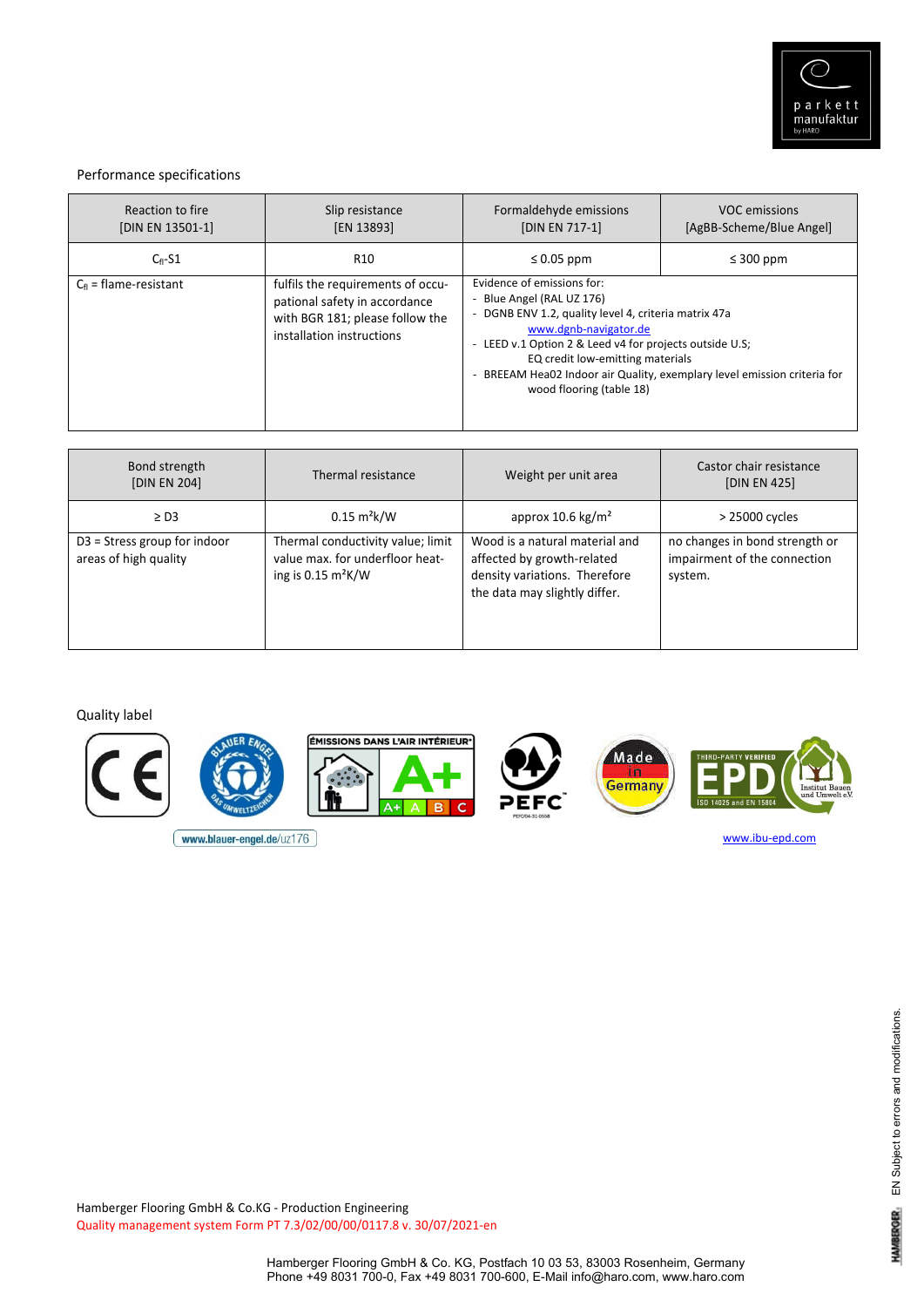Performance specifications

| Reaction to fire [DIN EN 13501-1] | Slip resistance [EN 13893] | Formaldehyde emissions [DIN EN 717-1] | VOC emissions [AgBB-Scheme/Blue Angel] |
|---|---|---|---|
| $C_{fl}$-S1 | R10 | ≤ 0.05 ppm | ≤ 300 ppm |
| $C_{fl}$ = flame-resistant | fulfils the requirements of occupational safety in accordance with BGR 181; please follow the installation instructions | Evidence of emissions for:<br>- Blue Angel (RAL UZ 176)<br>- DGNB ENV 1.2, quality level 4, criteria matrix 47a www.dgnb-navigator.de<br>- LEED v.1 Option 2 & Leed v4 for projects outside U.S; EQ credit low-emitting materials<br>- BREEAM Hea02 Indoor air Quality, exemplary level emission criteria for wood flooring (table 18) | |

| Bond strength [DIN EN 204] | Thermal resistance | Weight per unit area | Castor chair resistance [DIN EN 425] |
|---|---|---|---|
| ≥ D3 | 0.15 m²k/W | approx 10.6 kg/m² | > 25000 cycles |
| D3 = Stress group for indoor areas of high quality | Thermal conductivity value; limit value max. for underfloor heating is 0.15 m²K/W | Wood is a natural material and affected by growth-related density variations. Therefore the data may slightly differ. | no changes in bond strength or impairment of the connection system. |

Quality label

www.blauer-engel.de/uz176

www.ibu-epd.com

Hamberger Flooring GmbH & Co.KG - Production Engineering
Quality management system Form PT 7.3/02/00/00/0117.8 v. 30/07/2021-en

Hamberger Flooring GmbH & Co. KG, Postfach 10 03 53, 83003 Rosenheim, Germany
Phone +49 8031 700-0, Fax +49 8031 700-600, E-Mail info@haro.com, www.haro.com

EN Subject to errors and modifications.